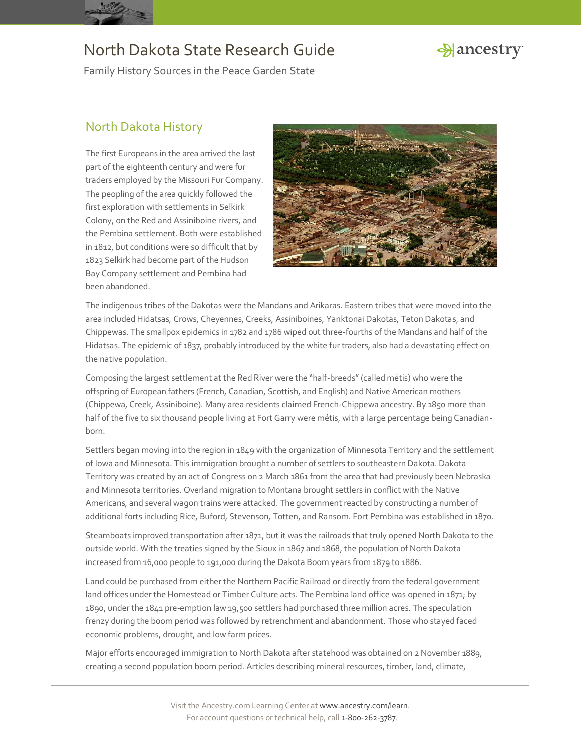# North Dakota State Research Guide

Family History Sources in the Peace Garden State

## North Dakota History

The first Europeans in the area arrived the last part of the eighteenth century and were fur traders employed by the Missouri Fur Company. The peopling of the area quickly followed the first exploration with settlements in Selkirk Colony, on the Red and Assiniboine rivers, and the Pembina settlement. Both were established in 1812, but conditions were so difficult that by 1823 Selkirk had become part of the Hudson Bay Company settlement and Pembina had been abandoned.

The indigenous tribes of the Dakotas were the Mandans and Arikaras. Eastern tribes that were moved into the area included Hidatsas, Crows, Cheyennes, Creeks, Assiniboines, Yanktonai Dakotas, Teton Dakotas, and Chippewas. The smallpox epidemics in 1782 and 1786 wiped out three-fourths of the Mandans and half of the Hidatsas. The epidemic of 1837, probably introduced by the white fur traders, also had a devastating effect on the native population.

Composing the largest settlement at the Red River were the "half-breeds" (called métis) who were the offspring of European fathers (French, Canadian, Scottish, and English) and Native American mothers (Chippewa, Creek, Assiniboine). Many area residents claimed French-Chippewa ancestry. By 1850 more than half of the five to six thousand people living at Fort Garry were métis, with a large percentage being Canadian-born.

Settlers began moving into the region in 1849 with the organization of Minnesota Territory and the settlement of Iowa and Minnesota. This immigration brought a number of settlers to southeastern Dakota. Dakota Territory was created by an act of Congress on 2 March 1861 from the area that had previously been Nebraska and Minnesota territories. Overland migration to Montana brought settlers in conflict with the Native Americans, and several wagon trains were attacked. The government reacted by constructing a number of additional forts including Rice, Buford, Stevenson, Totten, and Ransom. Fort Pembina was established in 1870.

Steamboats improved transportation after 1871, but it was the railroads that truly opened North Dakota to the outside world. With the treaties signed by the Sioux in 1867 and 1868, the population of North Dakota increased from 16,000 people to 191,000 during the Dakota Boom years from 1879 to 1886.

Land could be purchased from either the Northern Pacific Railroad or directly from the federal government land offices under the Homestead or Timber Culture acts. The Pembina land office was opened in 1871; by 1890, under the 1841 pre-emption law 19,500 settlers had purchased three million acres. The speculation frenzy during the boom period was followed by retrenchment and abandonment. Those who stayed faced economic problems, drought, and low farm prices.

Major efforts encouraged immigration to North Dakota after statehood was obtained on 2 November 1889, creating a second population boom period. Articles describing mineral resources, timber, land, climate,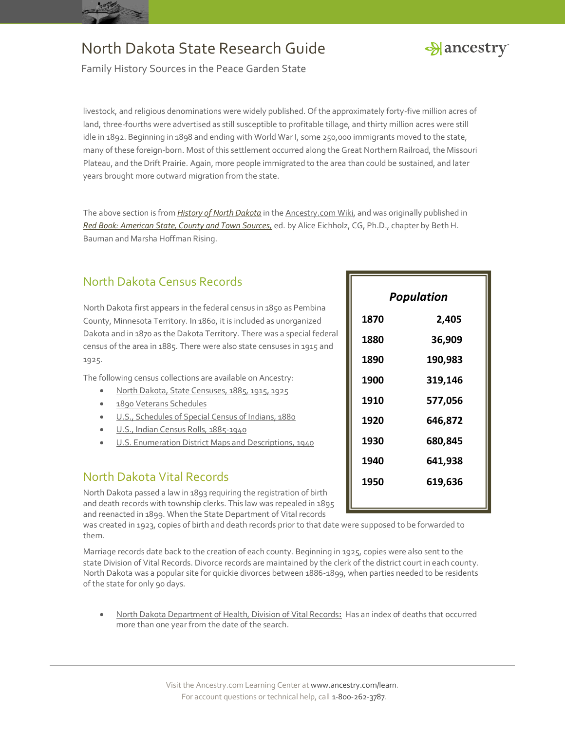livestock, and religious denominations were widely published. Of the approximately forty-five million acres of land, three-fourths were advertised as still susceptible to profitable tillage, and thirty million acres were still idle in 1892. Beginning in 1898 and ending with World War I, some 250,000 immigrants moved to the state, many of these foreign-born. Most of this settlement occurred along the Great Northern Railroad, the Missouri Plateau, and the Drift Prairie. Again, more people immigrated to the area than could be sustained, and later years brought more outward migration from the state.

The above section is from *History of North Dakota* in the Ancestry.com Wiki, and was originally published in *Red Book: American State, County and Town Sources,* ed. by Alice Eichholz, CG, Ph.D., chapter by Beth H. Bauman and Marsha Hoffman Rising.

## North Dakota Census Records

North Dakota first appears in the federal census in 1850 as Pembina County, Minnesota Territory. In 1860, it is included as unorganized Dakota and in 1870 as the Dakota Territory. There was a special federal census of the area in 1885. There were also state censuses in 1915 and 1925.

| *Population* | |
|---|---|
| 1870 | 2,405 |
| 1880 | 36,909 |
| 1890 | 190,983 |
| 1900 | 319,146 |
| 1910 | 577,056 |
| 1920 | 646,872 |
| 1930 | 680,845 |
| 1940 | 641,938 |
| 1950 | 619,636 |

The following census collections are available on Ancestry:

- North Dakota, State Censuses, 1885, 1915, 1925
- 1890 Veterans Schedules
- U.S., Schedules of Special Census of Indians, 1880
- U.S., Indian Census Rolls, 1885-1940
- U.S. Enumeration District Maps and Descriptions, 1940

## North Dakota Vital Records

North Dakota passed a law in 1893 requiring the registration of birth and death records with township clerks. This law was repealed in 1895 and reenacted in 1899. When the State Department of Vital records was created in 1923, copies of birth and death records prior to that date were supposed to be forwarded to them.

Marriage records date back to the creation of each county. Beginning in 1925, copies were also sent to the state Division of Vital Records. Divorce records are maintained by the clerk of the district court in each county. North Dakota was a popular site for quickie divorces between 1886-1899, when parties needed to be residents of the state for only 90 days.

- North Dakota Department of Health, Division of Vital Records**:** Has an index of deaths that occurred more than one year from the date of the search.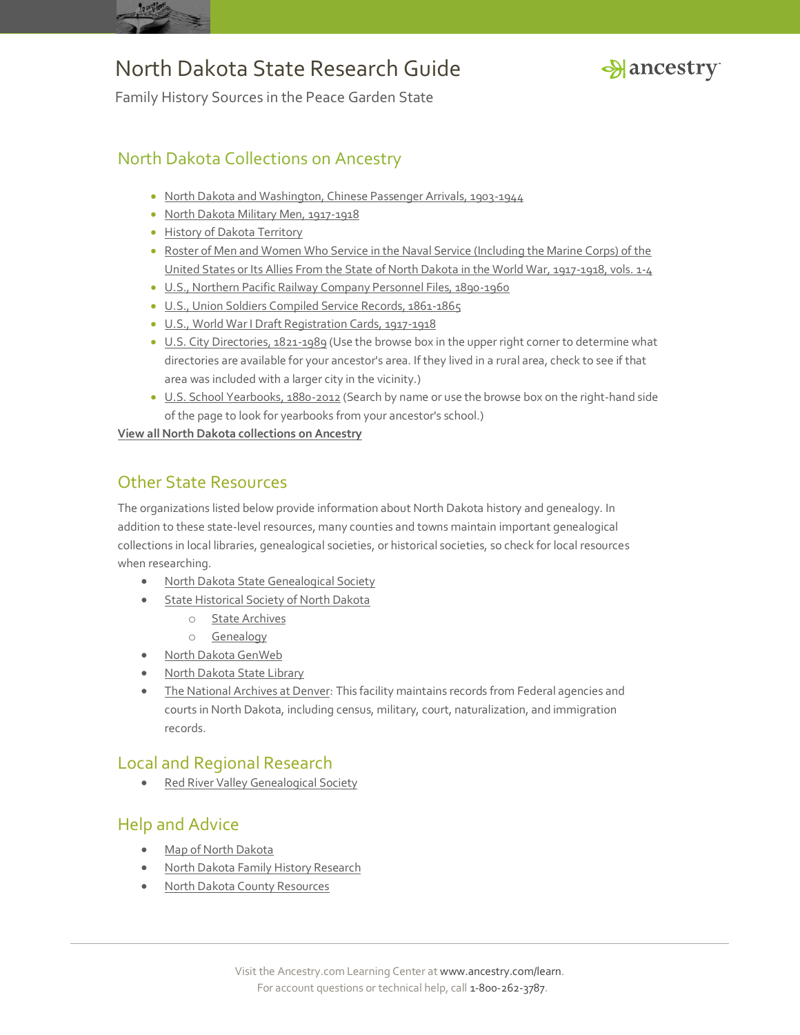# North Dakota State Research Guide

Family History Sources in the Peace Garden State

## North Dakota Collections on Ancestry

- North Dakota and Washington, Chinese Passenger Arrivals, 1903-1944
- North Dakota Military Men, 1917-1918
- History of Dakota Territory
- Roster of Men and Women Who Service in the Naval Service (Including the Marine Corps) of the United States or Its Allies From the State of North Dakota in the World War, 1917-1918, vols. 1-4
- U.S., Northern Pacific Railway Company Personnel Files, 1890-1960
- U.S., Union Soldiers Compiled Service Records, 1861-1865
- U.S., World War I Draft Registration Cards, 1917-1918
- U.S. City Directories, 1821-1989 (Use the browse box in the upper right corner to determine what directories are available for your ancestor's area. If they lived in a rural area, check to see if that area was included with a larger city in the vicinity.)
- U.S. School Yearbooks, 1880-2012 (Search by name or use the browse box on the right-hand side of the page to look for yearbooks from your ancestor's school.)

**View all North Dakota collections on Ancestry**

## Other State Resources

The organizations listed below provide information about North Dakota history and genealogy. In addition to these state-level resources, many counties and towns maintain important genealogical collections in local libraries, genealogical societies, or historical societies, so check for local resources when researching.

- North Dakota State Genealogical Society
- State Historical Society of North Dakota
  - State Archives
  - Genealogy
- North Dakota GenWeb
- North Dakota State Library
- The National Archives at Denver: This facility maintains records from Federal agencies and courts in North Dakota, including census, military, court, naturalization, and immigration records.

## Local and Regional Research

- Red River Valley Genealogical Society

## Help and Advice

- Map of North Dakota
- North Dakota Family History Research
- North Dakota County Resources

Visit the Ancestry.com Learning Center at www.ancestry.com/learn.
For account questions or technical help, call 1-800-262-3787.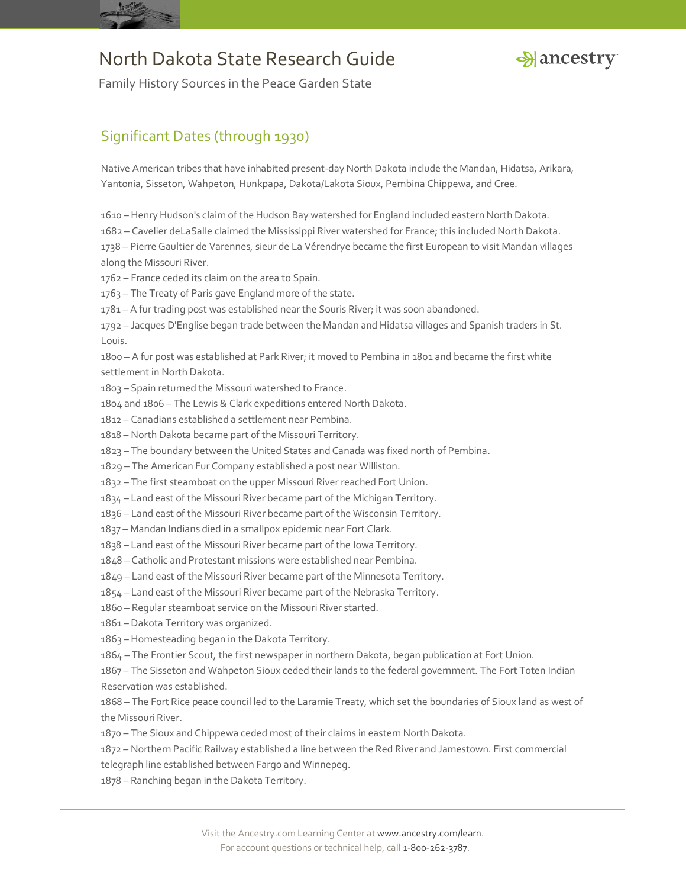# North Dakota State Research Guide

Family History Sources in the Peace Garden State

## Significant Dates (through 1930)

Native American tribes that have inhabited present-day North Dakota include the Mandan, Hidatsa, Arikara, Yantonia, Sisseton, Wahpeton, Hunkpapa, Dakota/Lakota Sioux, Pembina Chippewa, and Cree.

1610 – Henry Hudson's claim of the Hudson Bay watershed for England included eastern North Dakota.
1682 – Cavelier deLaSalle claimed the Mississippi River watershed for France; this included North Dakota.
1738 – Pierre Gaultier de Varennes, sieur de La Vérendrye became the first European to visit Mandan villages along the Missouri River.
1762 – France ceded its claim on the area to Spain.
1763 – The Treaty of Paris gave England more of the state.
1781 – A fur trading post was established near the Souris River; it was soon abandoned.
1792 – Jacques D'Englise began trade between the Mandan and Hidatsa villages and Spanish traders in St. Louis.
1800 – A fur post was established at Park River; it moved to Pembina in 1801 and became the first white settlement in North Dakota.
1803 – Spain returned the Missouri watershed to France.
1804 and 1806 – The Lewis & Clark expeditions entered North Dakota.
1812 – Canadians established a settlement near Pembina.
1818 – North Dakota became part of the Missouri Territory.
1823 – The boundary between the United States and Canada was fixed north of Pembina.
1829 – The American Fur Company established a post near Williston.
1832 – The first steamboat on the upper Missouri River reached Fort Union.
1834 – Land east of the Missouri River became part of the Michigan Territory.
1836 – Land east of the Missouri River became part of the Wisconsin Territory.
1837 – Mandan Indians died in a smallpox epidemic near Fort Clark.
1838 – Land east of the Missouri River became part of the Iowa Territory.
1848 – Catholic and Protestant missions were established near Pembina.
1849 – Land east of the Missouri River became part of the Minnesota Territory.
1854 – Land east of the Missouri River became part of the Nebraska Territory.
1860 – Regular steamboat service on the Missouri River started.
1861 – Dakota Territory was organized.
1863 – Homesteading began in the Dakota Territory.
1864 – The Frontier Scout, the first newspaper in northern Dakota, began publication at Fort Union.
1867 – The Sisseton and Wahpeton Sioux ceded their lands to the federal government. The Fort Toten Indian Reservation was established.
1868 – The Fort Rice peace council led to the Laramie Treaty, which set the boundaries of Sioux land as west of the Missouri River.
1870 – The Sioux and Chippewa ceded most of their claims in eastern North Dakota.
1872 – Northern Pacific Railway established a line between the Red River and Jamestown. First commercial telegraph line established between Fargo and Winnepeg.
1878 – Ranching began in the Dakota Territory.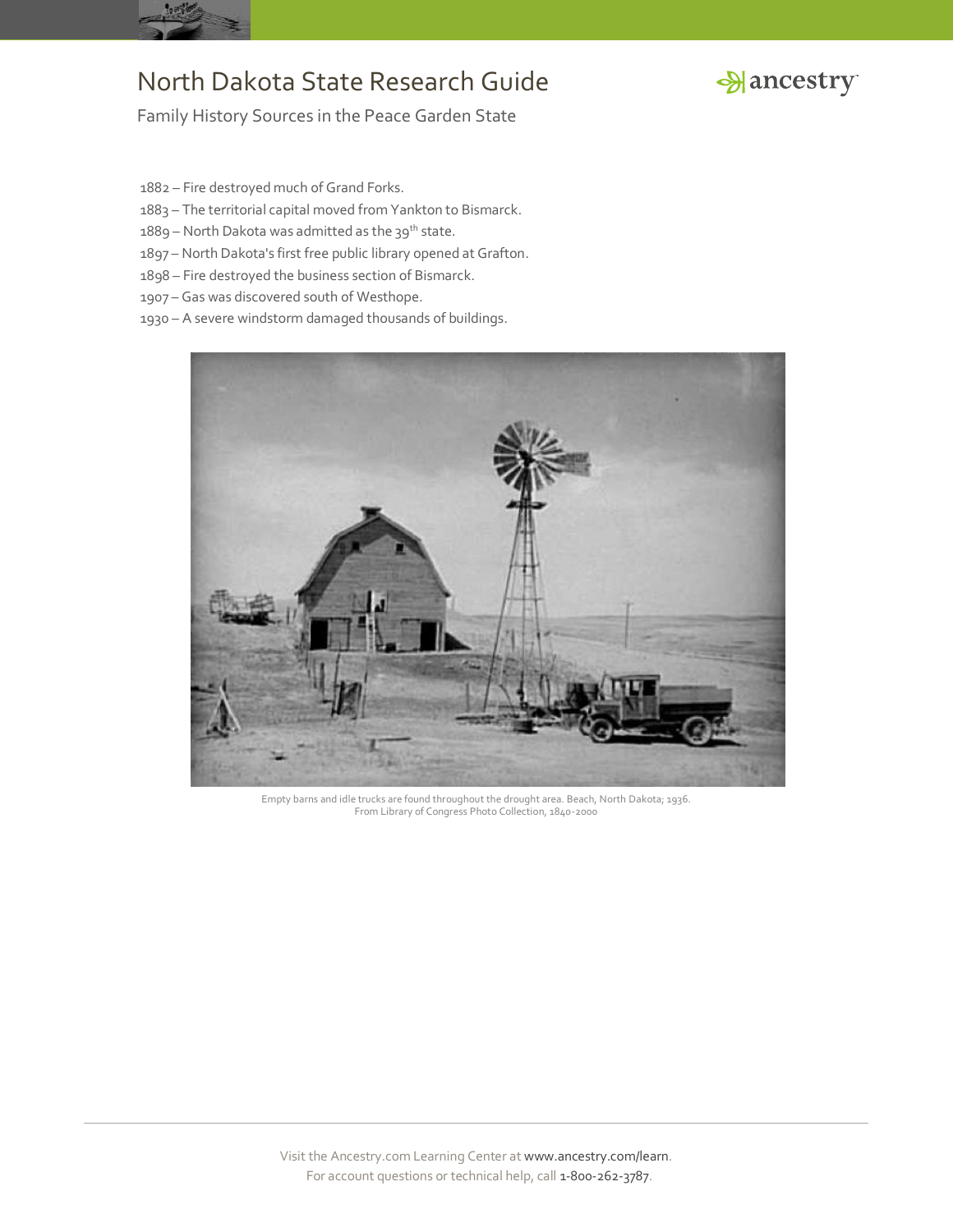- 1882 – Fire destroyed much of Grand Forks.
- 1883 – The territorial capital moved from Yankton to Bismarck.
- 1889 – North Dakota was admitted as the 39th state.
- 1897 – North Dakota's first free public library opened at Grafton.
- 1898 – Fire destroyed the business section of Bismarck.
- 1907 – Gas was discovered south of Westhope.
- 1930 – A severe windstorm damaged thousands of buildings.

Empty barns and idle trucks are found throughout the drought area. Beach, North Dakota; 1936.
From Library of Congress Photo Collection, 1840-2000